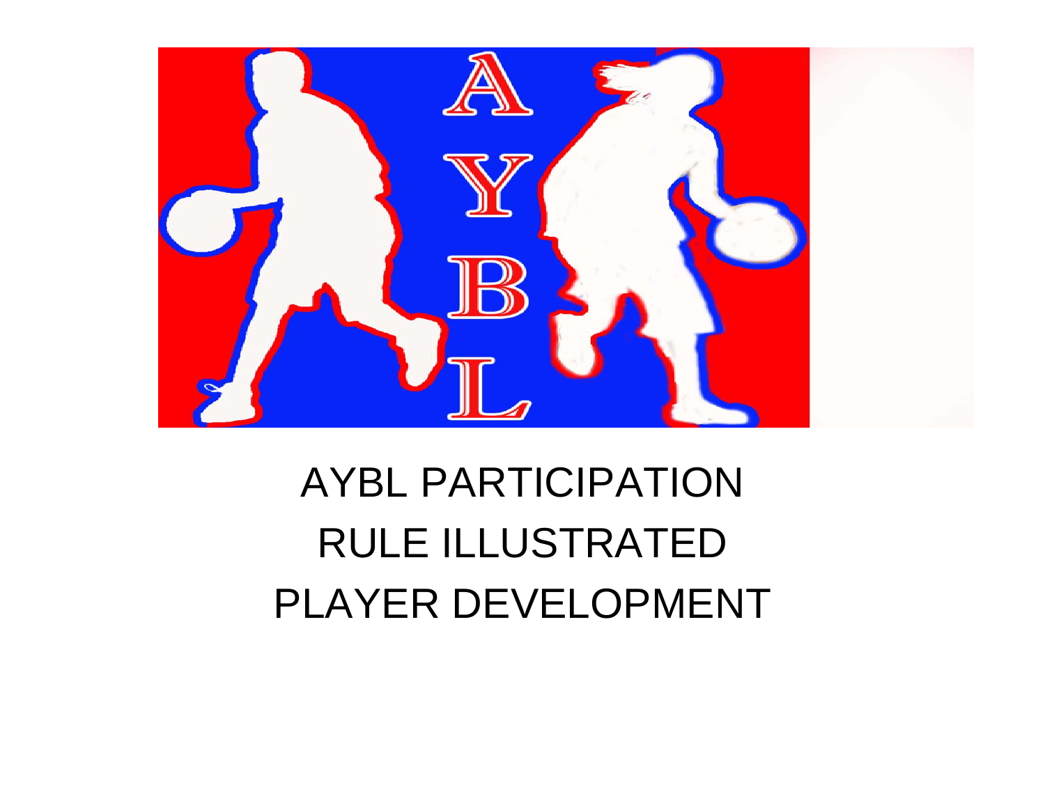# AYBL PARTICIPATION RULE ILLUSTRATED PLAYER DEVELOPMENT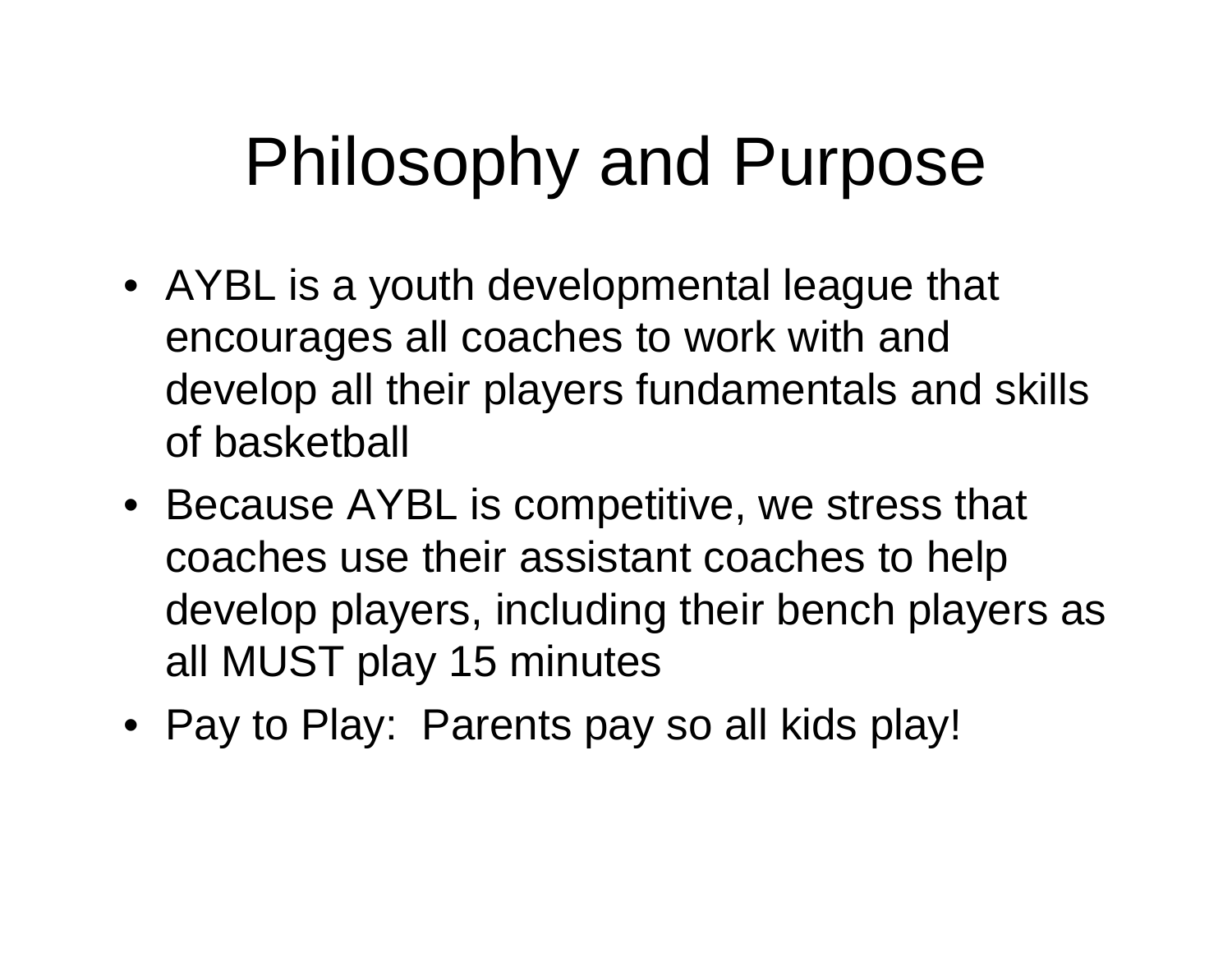# Philosophy and Purpose

- AYBL is a youth developmental league that encourages all coaches to work with and develop all their players fundamentals and skills of basketball
- Because AYBL is competitive, we stress that coaches use their assistant coaches to help develop players, including their bench players as all MUST play 15 minutes
- Pay to Play: Parents pay so all kids play!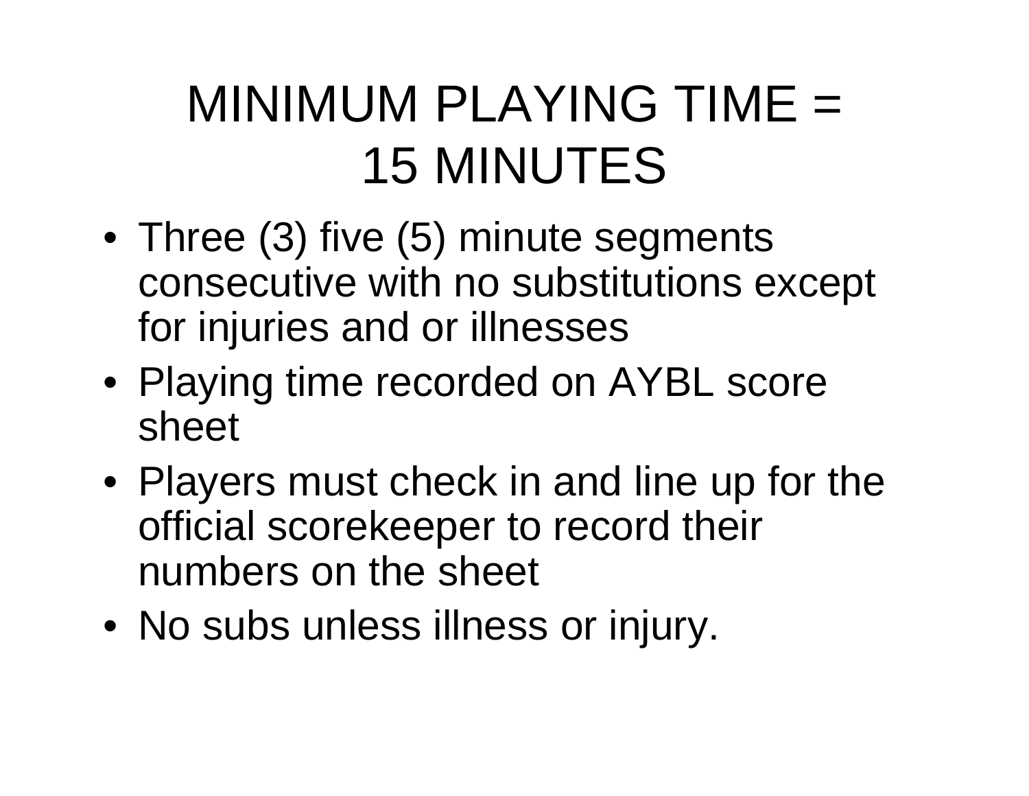# MINIMUM PLAYING TIME = 15 MINUTES

- Three (3) five (5) minute segments consecutive with no substitutions except for injuries and or illnesses
- Playing time recorded on AYBL score sheet
- Players must check in and line up for the official scorekeeper to record their numbers on the sheet
- No subs unless illness or injury.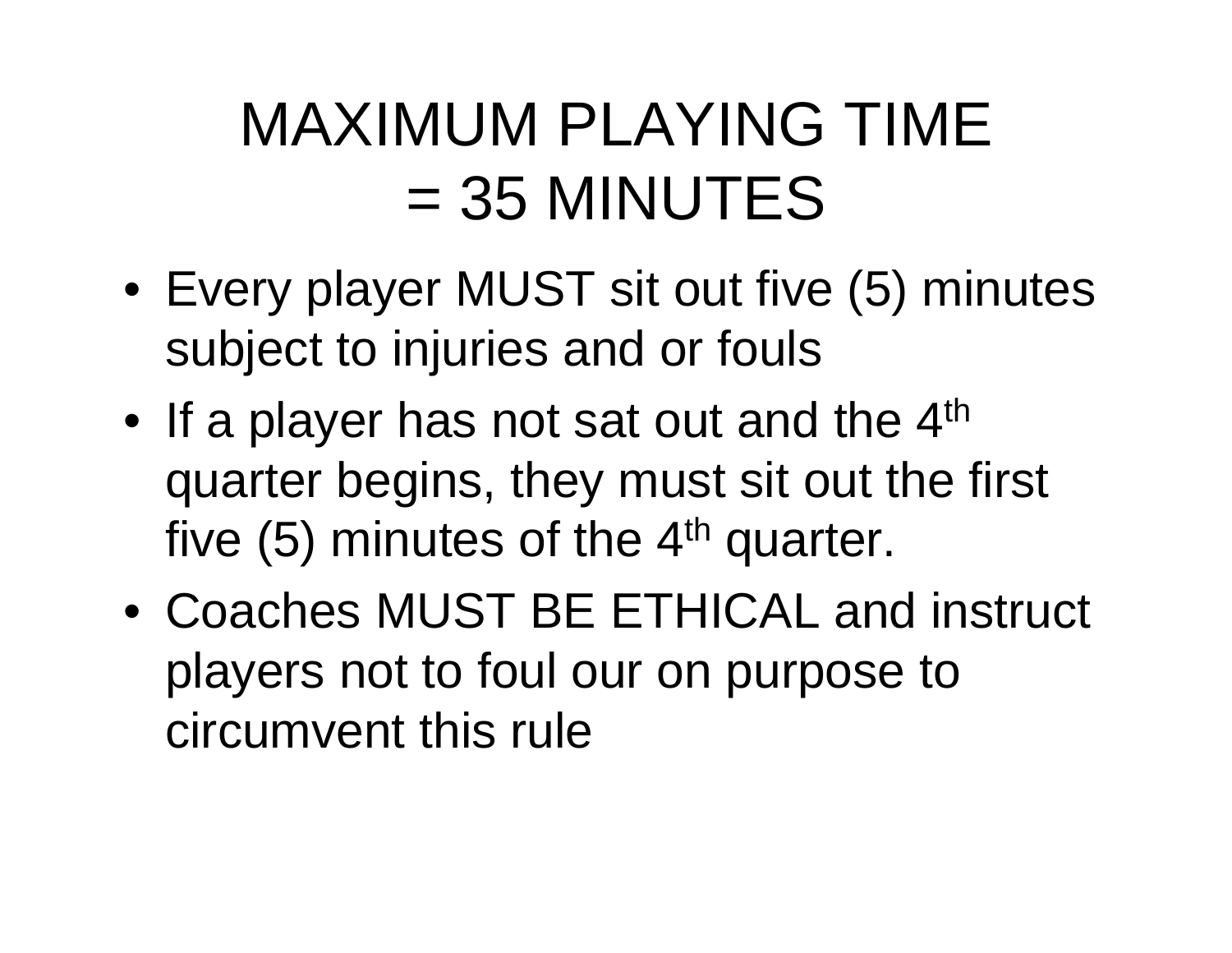# MAXIMUM PLAYING TIME = 35 MINUTES

- Every player MUST sit out five (5) minutes subject to injuries and or fouls
- If a player has not sat out and the 4th quarter begins, they must sit out the first five (5) minutes of the 4th quarter.
- Coaches MUST BE ETHICAL and instruct players not to foul our on purpose to circumvent this rule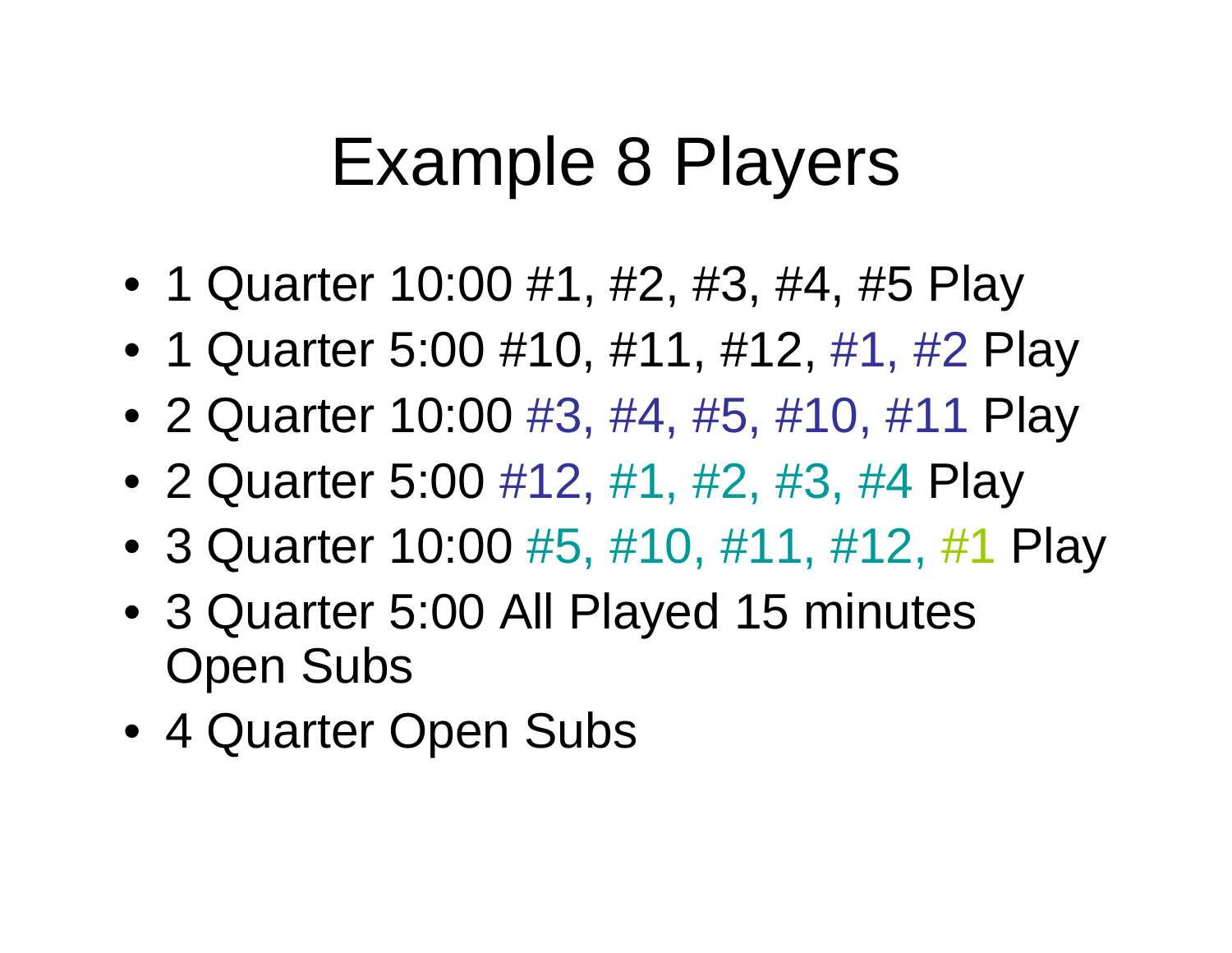# Example 8 Players

- 1 Quarter 10:00 #1, #2, #3, #4, #5 Play
- 1 Quarter 5:00 #10, #11, #12, #1, #2 Play
- 2 Quarter 10:00 #3, #4, #5, #10, #11 Play
- 2 Quarter 5:00 #12, #1, #2, #3, #4 Play
- 3 Quarter 10:00 #5, #10, #11, #12, #1 Play
- 3 Quarter 5:00 All Played 15 minutes Open Subs
- 4 Quarter Open Subs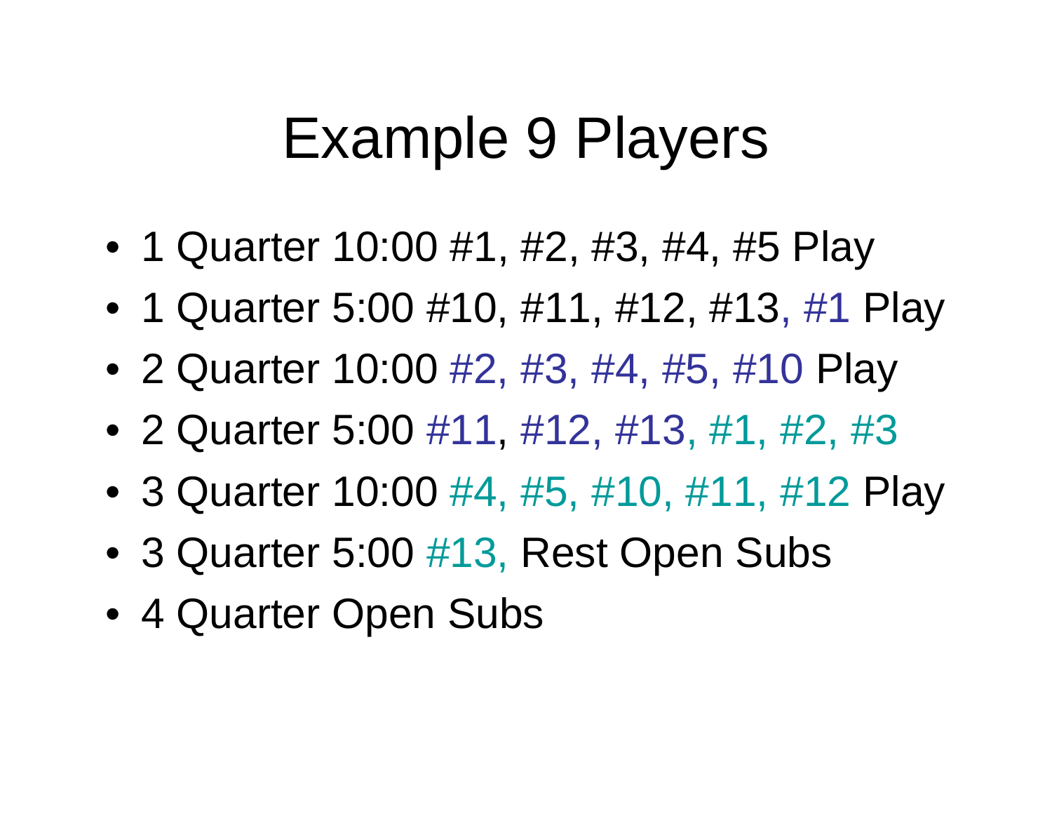# Example 9 Players

- 1 Quarter 10:00 #1, #2, #3, #4, #5 Play
- 1 Quarter 5:00 #10, #11, #12, #13, #1 Play
- 2 Quarter 10:00 #2, #3, #4, #5, #10 Play
- 2 Quarter 5:00 #11, #12, #13, #1, #2, #3
- 3 Quarter 10:00 #4, #5, #10, #11, #12 Play
- 3 Quarter 5:00 #13, Rest Open Subs
- 4 Quarter Open Subs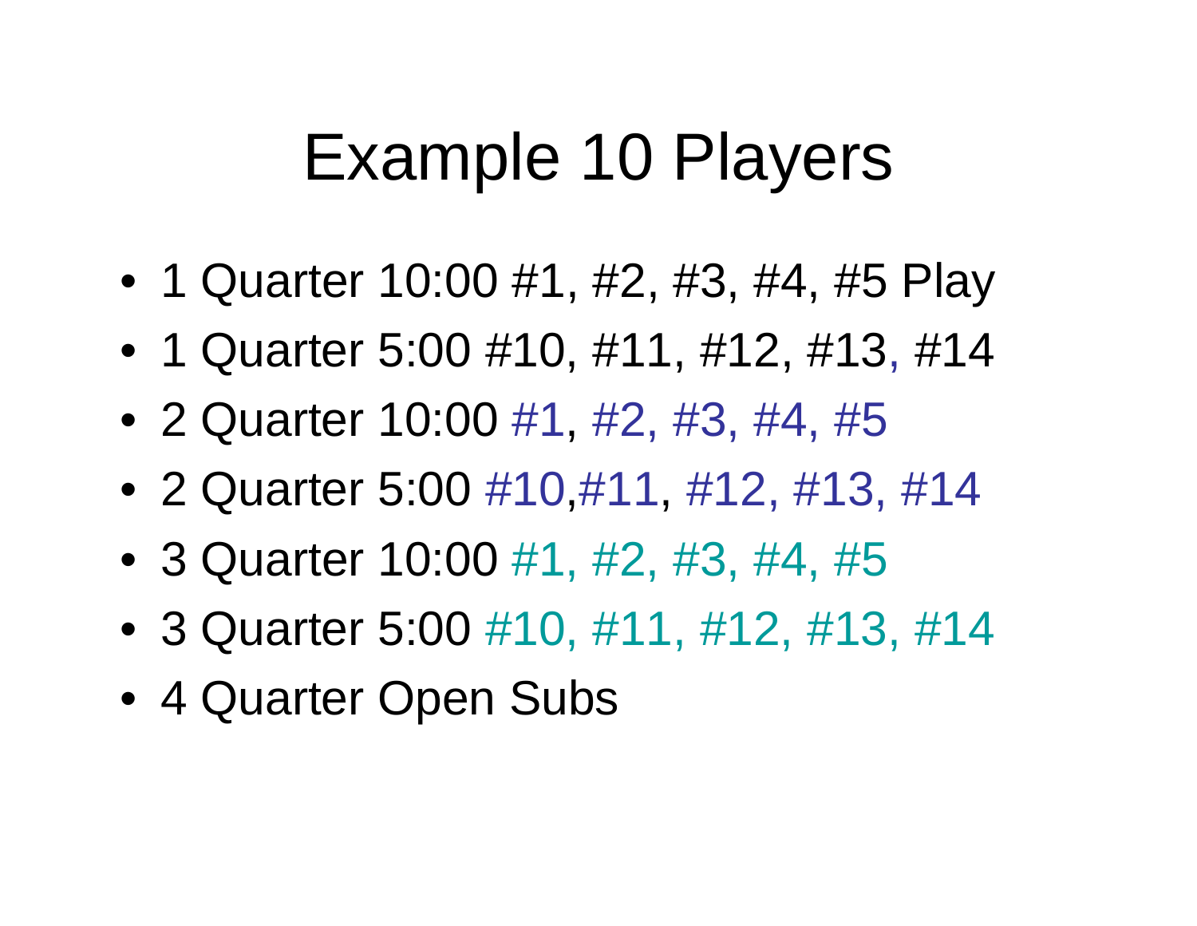# Example 10 Players

- 1 Quarter 10:00 #1, #2, #3, #4, #5 Play
- 1 Quarter 5:00 #10, #11, #12, #13, #14
- 2 Quarter 10:00 #1, #2, #3, #4, #5
- 2 Quarter 5:00 #10,#11, #12, #13, #14
- 3 Quarter 10:00 #1, #2, #3, #4, #5
- 3 Quarter 5:00 #10, #11, #12, #13, #14
- 4 Quarter Open Subs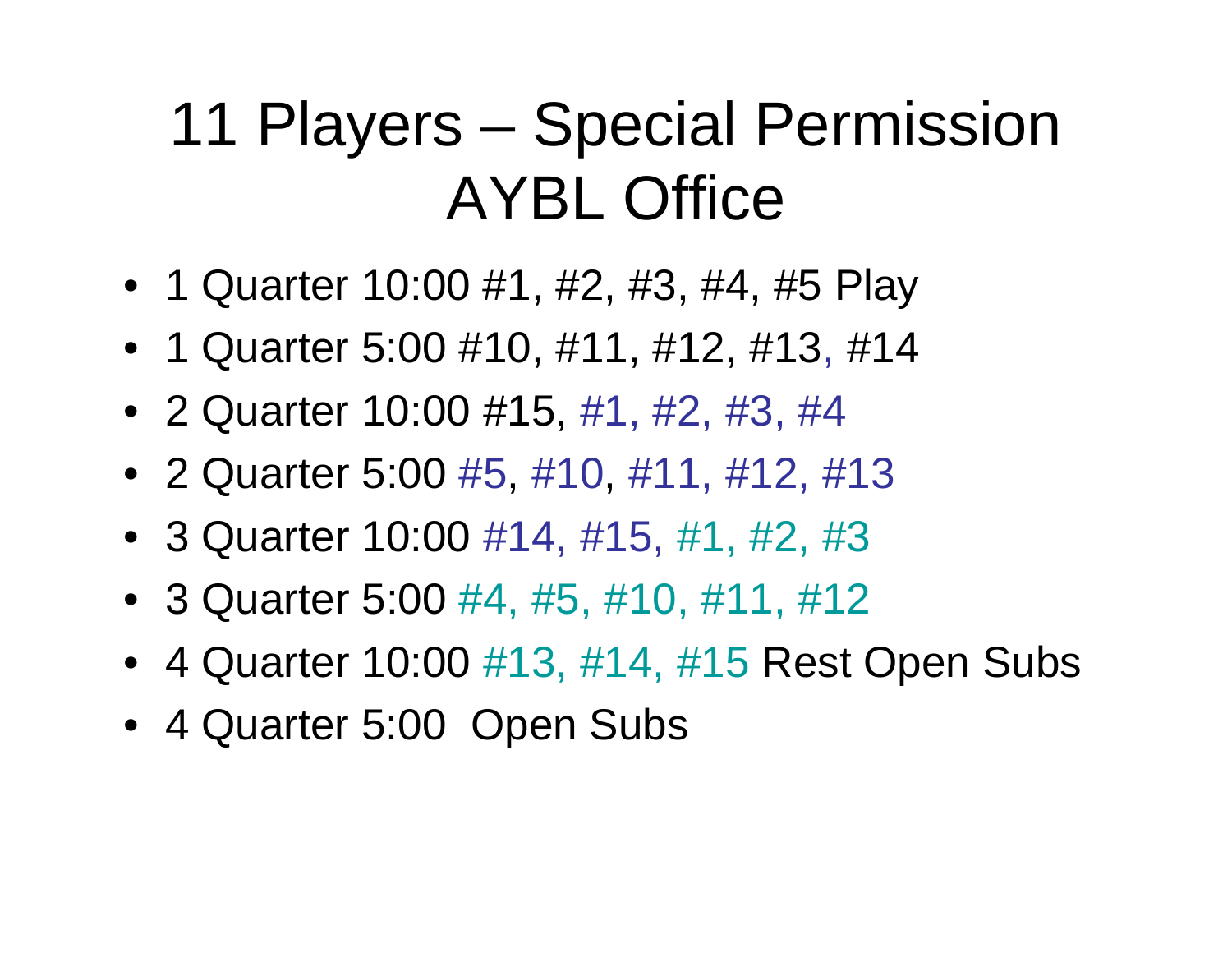# 11 Players – Special Permission AYBL Office

- 1 Quarter 10:00 #1, #2, #3, #4, #5 Play
- 1 Quarter 5:00 #10, #11, #12, #13, #14
- 2 Quarter 10:00 #15, #1, #2, #3, #4
- 2 Quarter 5:00 #5, #10, #11, #12, #13
- 3 Quarter 10:00 #14, #15, #1, #2, #3
- 3 Quarter 5:00 #4, #5, #10, #11, #12
- 4 Quarter 10:00 #13, #14, #15 Rest Open Subs
- 4 Quarter 5:00 Open Subs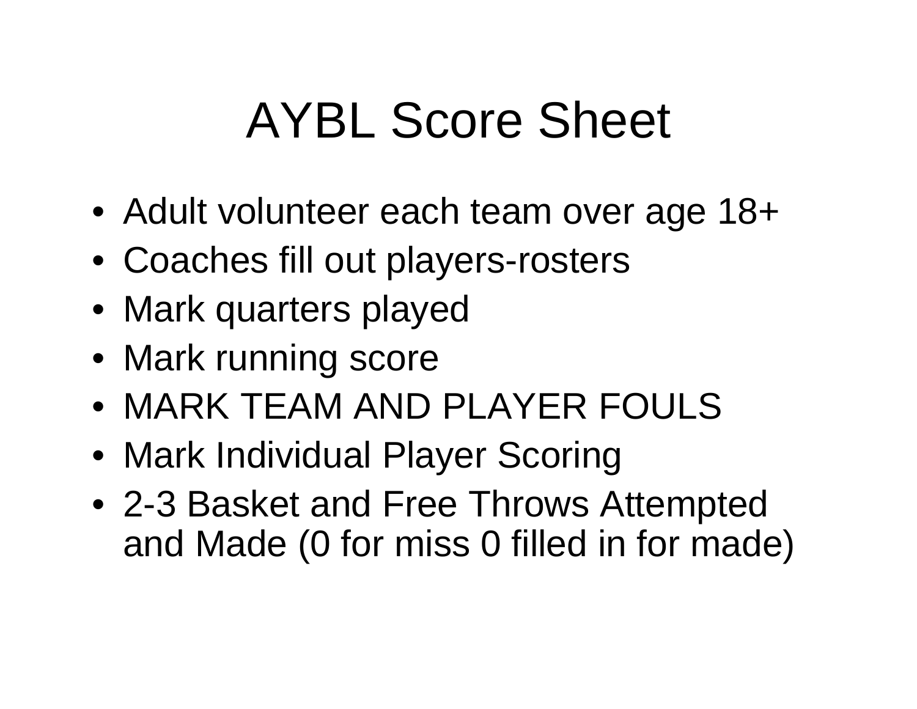# AYBL Score Sheet

- Adult volunteer each team over age 18+
- Coaches fill out players-rosters
- Mark quarters played
- Mark running score
- MARK TEAM AND PLAYER FOULS
- Mark Individual Player Scoring
- 2-3 Basket and Free Throws Attempted and Made (0 for miss 0 filled in for made)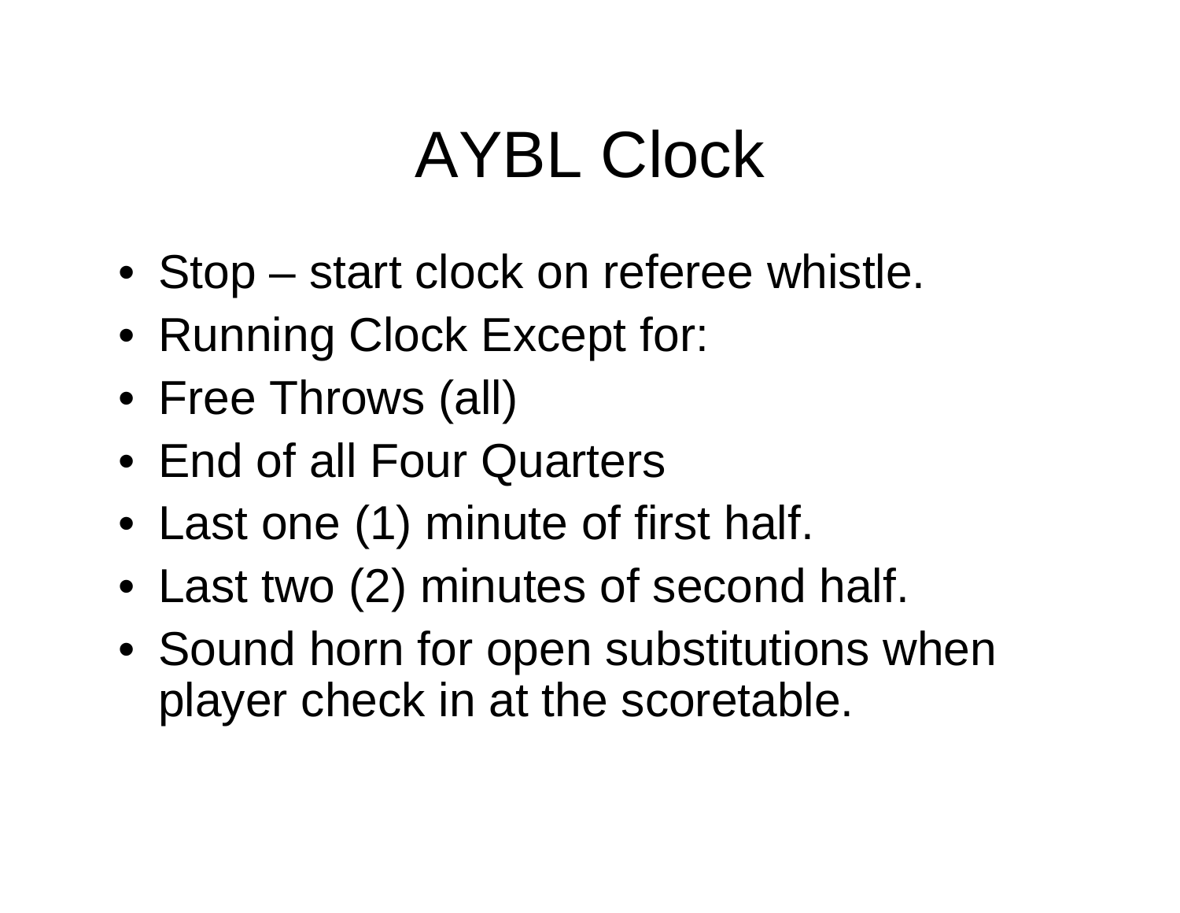# AYBL Clock

- Stop – start clock on referee whistle.
- Running Clock Except for:
- Free Throws (all)
- End of all Four Quarters
- Last one (1) minute of first half.
- Last two (2) minutes of second half.
- Sound horn for open substitutions when player check in at the scoretable.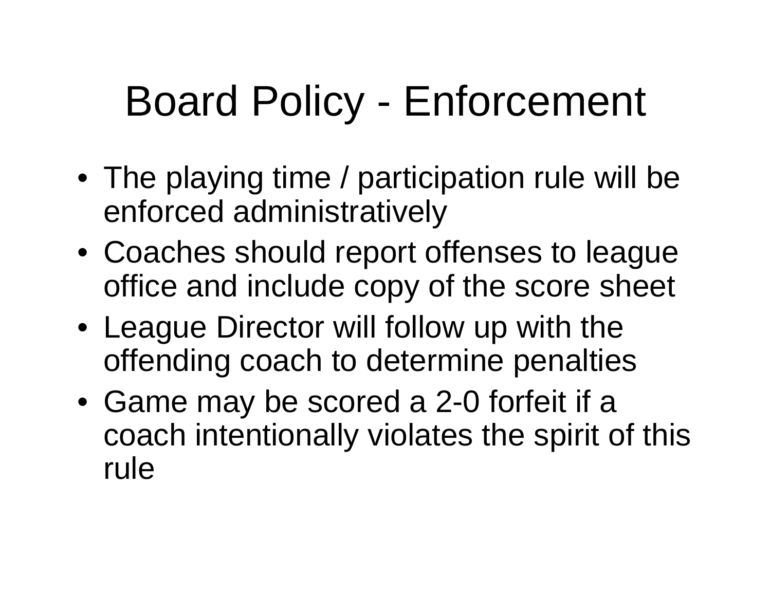# Board Policy - Enforcement

- The playing time / participation rule will be enforced administratively
- Coaches should report offenses to league office and include copy of the score sheet
- League Director will follow up with the offending coach to determine penalties
- Game may be scored a 2-0 forfeit if a coach intentionally violates the spirit of this rule